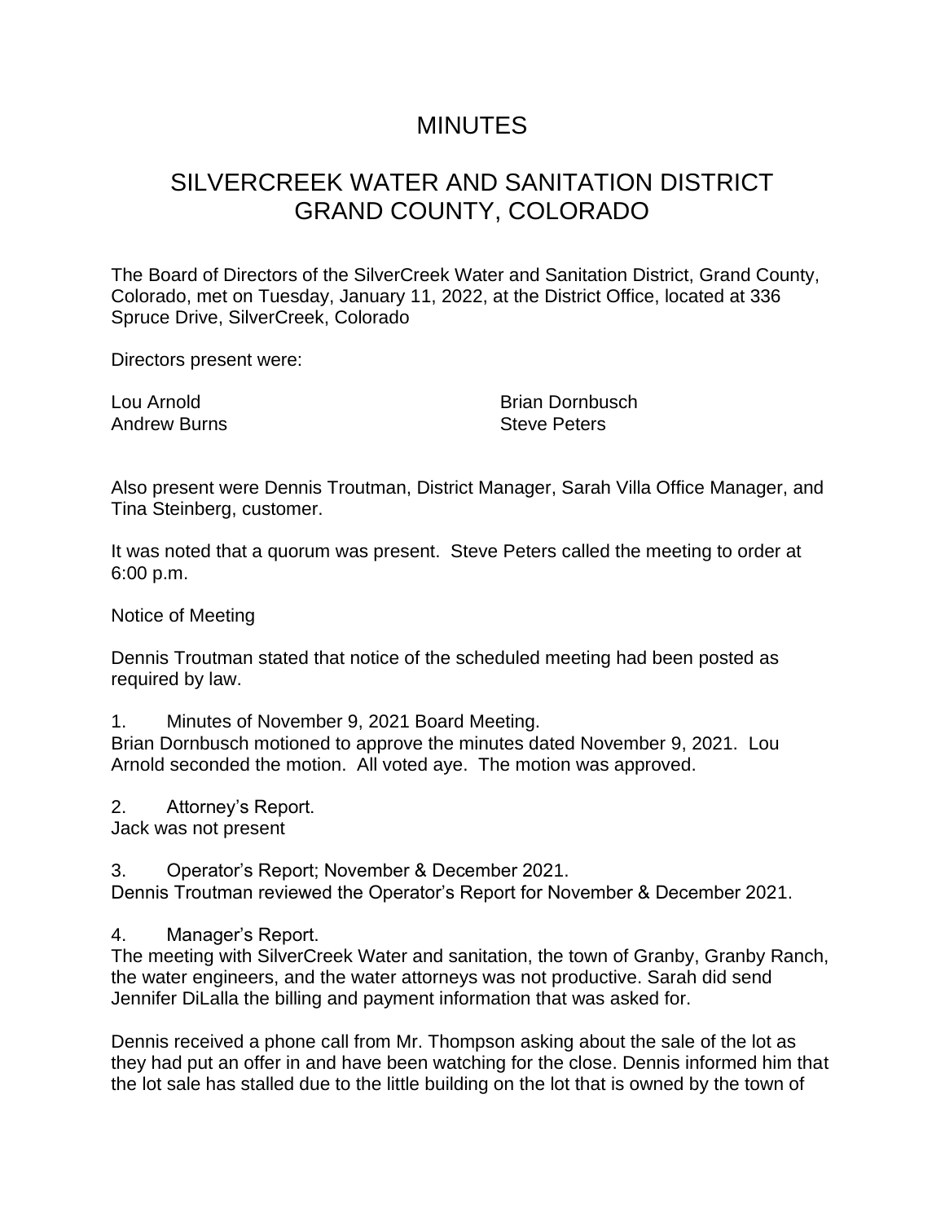# MINUTES

## SILVERCREEK WATER AND SANITATION DISTRICT
## GRAND COUNTY, COLORADO

The Board of Directors of the SilverCreek Water and Sanitation District, Grand County, Colorado, met on Tuesday, January 11, 2022, at the District Office, located at 336 Spruce Drive, SilverCreek, Colorado

Directors present were:

Lou Arnold
Andrew Burns
Brian Dornbusch
Steve Peters

Also present were Dennis Troutman, District Manager, Sarah Villa Office Manager, and Tina Steinberg, customer.

It was noted that a quorum was present. Steve Peters called the meeting to order at 6:00 p.m.

Notice of Meeting

Dennis Troutman stated that notice of the scheduled meeting had been posted as required by law.

1. Minutes of November 9, 2021 Board Meeting.
Brian Dornbusch motioned to approve the minutes dated November 9, 2021. Lou Arnold seconded the motion. All voted aye. The motion was approved.

2. Attorney's Report.
Jack was not present

3. Operator's Report; November & December 2021.
Dennis Troutman reviewed the Operator's Report for November & December 2021.

4. Manager's Report.
The meeting with SilverCreek Water and sanitation, the town of Granby, Granby Ranch, the water engineers, and the water attorneys was not productive. Sarah did send Jennifer DiLalla the billing and payment information that was asked for.

Dennis received a phone call from Mr. Thompson asking about the sale of the lot as they had put an offer in and have been watching for the close. Dennis informed him that the lot sale has stalled due to the little building on the lot that is owned by the town of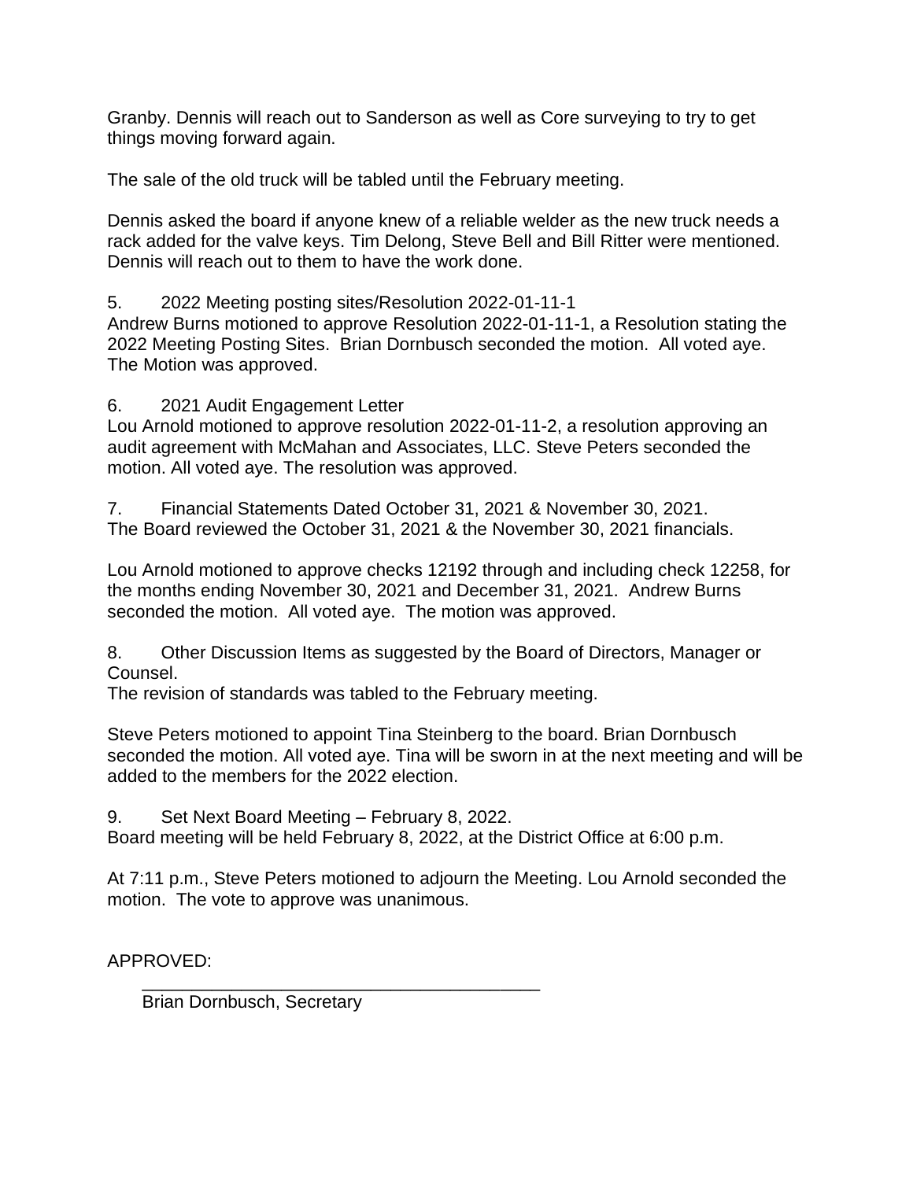Granby. Dennis will reach out to Sanderson as well as Core surveying to try to get things moving forward again.

The sale of the old truck will be tabled until the February meeting.

Dennis asked the board if anyone knew of a reliable welder as the new truck needs a rack added for the valve keys. Tim Delong, Steve Bell and Bill Ritter were mentioned. Dennis will reach out to them to have the work done.

5. 2022 Meeting posting sites/Resolution 2022-01-11-1
Andrew Burns motioned to approve Resolution 2022-01-11-1, a Resolution stating the 2022 Meeting Posting Sites. Brian Dornbusch seconded the motion. All voted aye. The Motion was approved.

6. 2021 Audit Engagement Letter
Lou Arnold motioned to approve resolution 2022-01-11-2, a resolution approving an audit agreement with McMahan and Associates, LLC. Steve Peters seconded the motion. All voted aye. The resolution was approved.

7. Financial Statements Dated October 31, 2021 & November 30, 2021.
The Board reviewed the October 31, 2021 & the November 30, 2021 financials.

Lou Arnold motioned to approve checks 12192 through and including check 12258, for the months ending November 30, 2021 and December 31, 2021. Andrew Burns seconded the motion. All voted aye. The motion was approved.

8. Other Discussion Items as suggested by the Board of Directors, Manager or Counsel.
The revision of standards was tabled to the February meeting.

Steve Peters motioned to appoint Tina Steinberg to the board. Brian Dornbusch seconded the motion. All voted aye. Tina will be sworn in at the next meeting and will be added to the members for the 2022 election.

9. Set Next Board Meeting – February 8, 2022.
Board meeting will be held February 8, 2022, at the District Office at 6:00 p.m.

At 7:11 p.m., Steve Peters motioned to adjourn the Meeting. Lou Arnold seconded the motion. The vote to approve was unanimous.

APPROVED:

\_\_\_\_\_\_\_\_\_\_\_\_\_\_\_\_\_\_\_\_\_\_\_\_\_\_\_\_\_\_\_\_\_\_\_\_\_\_\_\_

Brian Dornbusch, Secretary